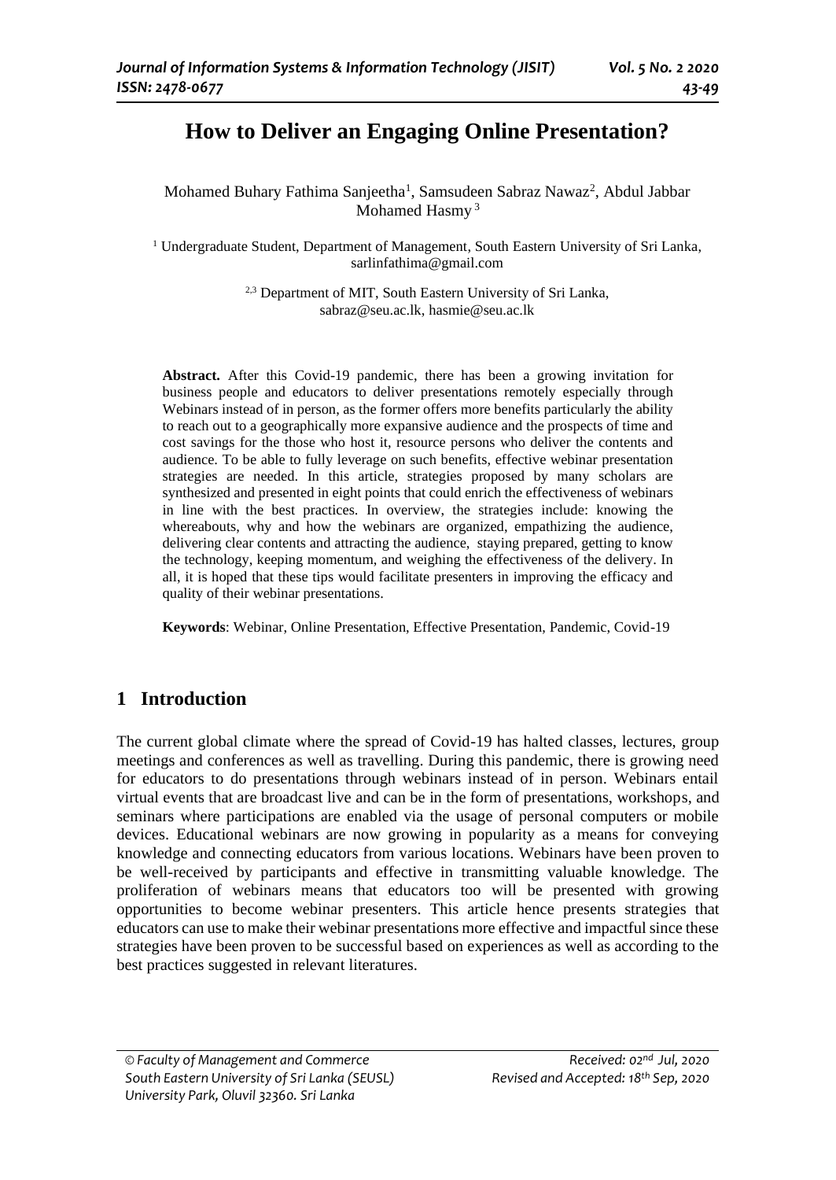# How to Deliver an Engaging Online Presentation?

Mohamed Buhary Fathima Sanjeetha[1], Samsudeen Sabraz Nawaz[2], Abdul Jabbar Mohamed Hasmy[3]

[1] Undergraduate Student, Department of Management, South Eastern University of Sri Lanka, sarlinfathima@gmail.com

[2,3] Department of MIT, South Eastern University of Sri Lanka, sabraz@seu.ac.lk, hasmie@seu.ac.lk

**Abstract.** After this Covid-19 pandemic, there has been a growing invitation for business people and educators to deliver presentations remotely especially through Webinars instead of in person, as the former offers more benefits particularly the ability to reach out to a geographically more expansive audience and the prospects of time and cost savings for the those who host it, resource persons who deliver the contents and audience. To be able to fully leverage on such benefits, effective webinar presentation strategies are needed. In this article, strategies proposed by many scholars are synthesized and presented in eight points that could enrich the effectiveness of webinars in line with the best practices. In overview, the strategies include: knowing the whereabouts, why and how the webinars are organized, empathizing the audience, delivering clear contents and attracting the audience, staying prepared, getting to know the technology, keeping momentum, and weighing the effectiveness of the delivery. In all, it is hoped that these tips would facilitate presenters in improving the efficacy and quality of their webinar presentations.

**Keywords**: Webinar, Online Presentation, Effective Presentation, Pandemic, Covid-19

## 1 Introduction

The current global climate where the spread of Covid-19 has halted classes, lectures, group meetings and conferences as well as travelling. During this pandemic, there is growing need for educators to do presentations through webinars instead of in person. Webinars entail virtual events that are broadcast live and can be in the form of presentations, workshops, and seminars where participations are enabled via the usage of personal computers or mobile devices. Educational webinars are now growing in popularity as a means for conveying knowledge and connecting educators from various locations. Webinars have been proven to be well-received by participants and effective in transmitting valuable knowledge. The proliferation of webinars means that educators too will be presented with growing opportunities to become webinar presenters. This article hence presents strategies that educators can use to make their webinar presentations more effective and impactful since these strategies have been proven to be successful based on experiences as well as according to the best practices suggested in relevant literatures.

© Faculty of Management and Commerce
South Eastern University of Sri Lanka (SEUSL)
University Park, Oluvil 32360. Sri Lanka

Received: 02nd Jul, 2020
Revised and Accepted: 18th Sep, 2020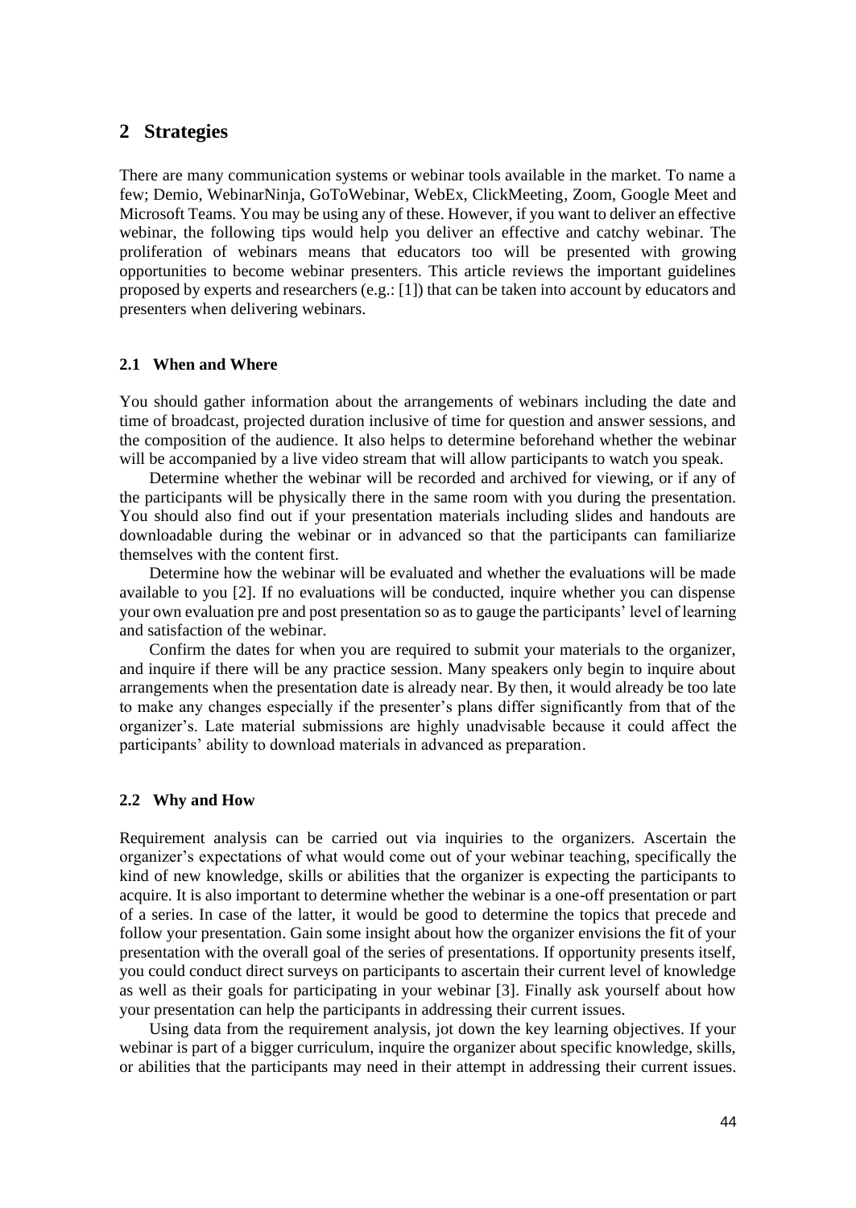## 2 Strategies

There are many communication systems or webinar tools available in the market. To name a few; Demio, WebinarNinja, GoToWebinar, WebEx, ClickMeeting, Zoom, Google Meet and Microsoft Teams. You may be using any of these. However, if you want to deliver an effective webinar, the following tips would help you deliver an effective and catchy webinar. The proliferation of webinars means that educators too will be presented with growing opportunities to become webinar presenters. This article reviews the important guidelines proposed by experts and researchers (e.g.: [1]) that can be taken into account by educators and presenters when delivering webinars.

### 2.1 When and Where

You should gather information about the arrangements of webinars including the date and time of broadcast, projected duration inclusive of time for question and answer sessions, and the composition of the audience. It also helps to determine beforehand whether the webinar will be accompanied by a live video stream that will allow participants to watch you speak.

Determine whether the webinar will be recorded and archived for viewing, or if any of the participants will be physically there in the same room with you during the presentation. You should also find out if your presentation materials including slides and handouts are downloadable during the webinar or in advanced so that the participants can familiarize themselves with the content first.

Determine how the webinar will be evaluated and whether the evaluations will be made available to you [2]. If no evaluations will be conducted, inquire whether you can dispense your own evaluation pre and post presentation so as to gauge the participants' level of learning and satisfaction of the webinar.

Confirm the dates for when you are required to submit your materials to the organizer, and inquire if there will be any practice session. Many speakers only begin to inquire about arrangements when the presentation date is already near. By then, it would already be too late to make any changes especially if the presenter's plans differ significantly from that of the organizer's. Late material submissions are highly unadvisable because it could affect the participants' ability to download materials in advanced as preparation.

### 2.2 Why and How

Requirement analysis can be carried out via inquiries to the organizers. Ascertain the organizer's expectations of what would come out of your webinar teaching, specifically the kind of new knowledge, skills or abilities that the organizer is expecting the participants to acquire. It is also important to determine whether the webinar is a one-off presentation or part of a series. In case of the latter, it would be good to determine the topics that precede and follow your presentation. Gain some insight about how the organizer envisions the fit of your presentation with the overall goal of the series of presentations. If opportunity presents itself, you could conduct direct surveys on participants to ascertain their current level of knowledge as well as their goals for participating in your webinar [3]. Finally ask yourself about how your presentation can help the participants in addressing their current issues.

Using data from the requirement analysis, jot down the key learning objectives. If your webinar is part of a bigger curriculum, inquire the organizer about specific knowledge, skills, or abilities that the participants may need in their attempt in addressing their current issues.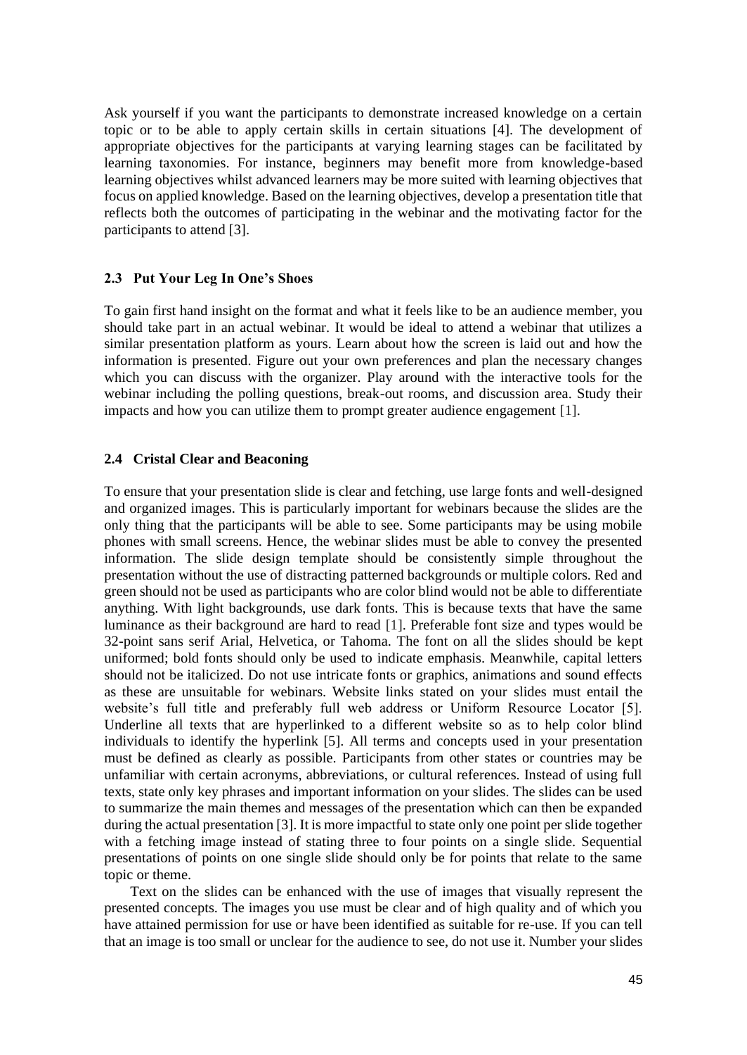Ask yourself if you want the participants to demonstrate increased knowledge on a certain topic or to be able to apply certain skills in certain situations [4]. The development of appropriate objectives for the participants at varying learning stages can be facilitated by learning taxonomies. For instance, beginners may benefit more from knowledge-based learning objectives whilst advanced learners may be more suited with learning objectives that focus on applied knowledge. Based on the learning objectives, develop a presentation title that reflects both the outcomes of participating in the webinar and the motivating factor for the participants to attend [3].

### 2.3 Put Your Leg In One's Shoes

To gain first hand insight on the format and what it feels like to be an audience member, you should take part in an actual webinar. It would be ideal to attend a webinar that utilizes a similar presentation platform as yours. Learn about how the screen is laid out and how the information is presented. Figure out your own preferences and plan the necessary changes which you can discuss with the organizer. Play around with the interactive tools for the webinar including the polling questions, break-out rooms, and discussion area. Study their impacts and how you can utilize them to prompt greater audience engagement [1].

### 2.4 Cristal Clear and Beaconing

To ensure that your presentation slide is clear and fetching, use large fonts and well-designed and organized images. This is particularly important for webinars because the slides are the only thing that the participants will be able to see. Some participants may be using mobile phones with small screens. Hence, the webinar slides must be able to convey the presented information. The slide design template should be consistently simple throughout the presentation without the use of distracting patterned backgrounds or multiple colors. Red and green should not be used as participants who are color blind would not be able to differentiate anything. With light backgrounds, use dark fonts. This is because texts that have the same luminance as their background are hard to read [1]. Preferable font size and types would be 32-point sans serif Arial, Helvetica, or Tahoma. The font on all the slides should be kept uniformed; bold fonts should only be used to indicate emphasis. Meanwhile, capital letters should not be italicized. Do not use intricate fonts or graphics, animations and sound effects as these are unsuitable for webinars. Website links stated on your slides must entail the website's full title and preferably full web address or Uniform Resource Locator [5]. Underline all texts that are hyperlinked to a different website so as to help color blind individuals to identify the hyperlink [5]. All terms and concepts used in your presentation must be defined as clearly as possible. Participants from other states or countries may be unfamiliar with certain acronyms, abbreviations, or cultural references. Instead of using full texts, state only key phrases and important information on your slides. The slides can be used to summarize the main themes and messages of the presentation which can then be expanded during the actual presentation [3]. It is more impactful to state only one point per slide together with a fetching image instead of stating three to four points on a single slide. Sequential presentations of points on one single slide should only be for points that relate to the same topic or theme.

Text on the slides can be enhanced with the use of images that visually represent the presented concepts. The images you use must be clear and of high quality and of which you have attained permission for use or have been identified as suitable for re-use. If you can tell that an image is too small or unclear for the audience to see, do not use it. Number your slides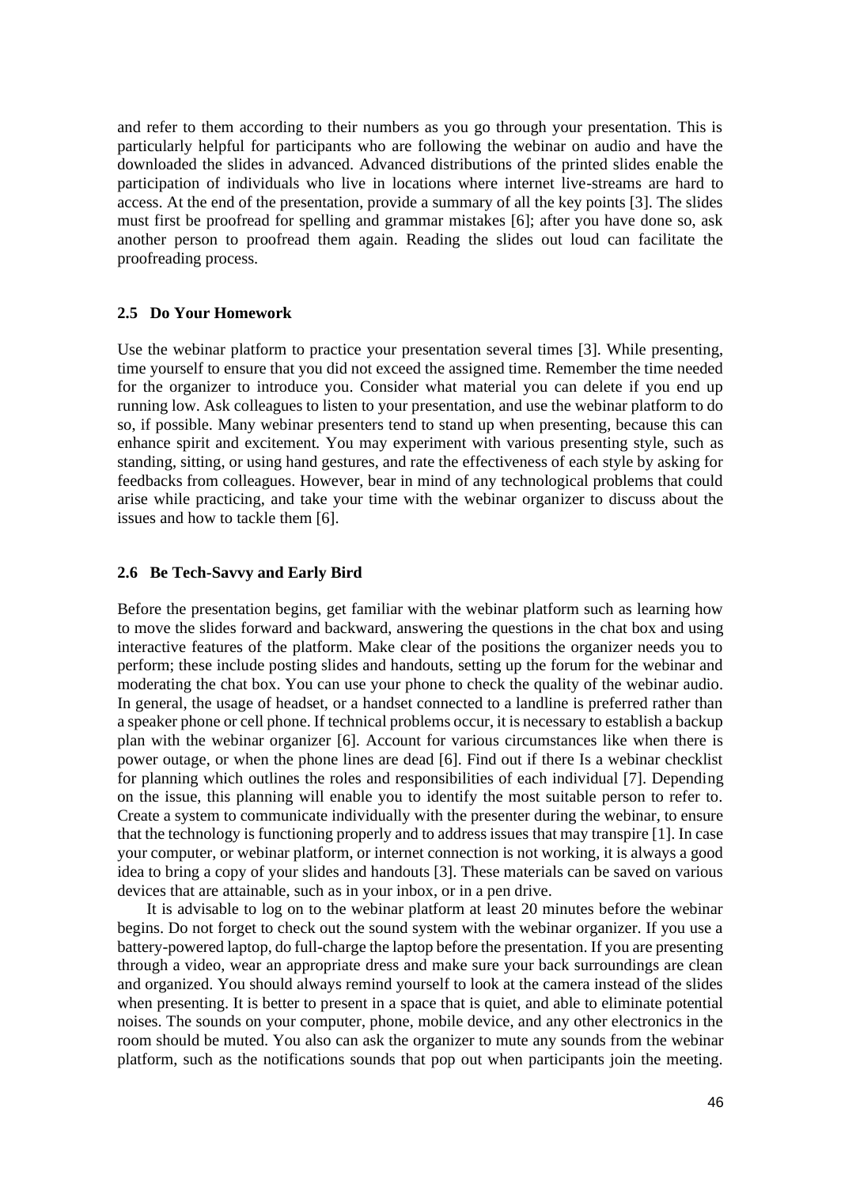and refer to them according to their numbers as you go through your presentation. This is particularly helpful for participants who are following the webinar on audio and have the downloaded the slides in advanced. Advanced distributions of the printed slides enable the participation of individuals who live in locations where internet live-streams are hard to access. At the end of the presentation, provide a summary of all the key points [3]. The slides must first be proofread for spelling and grammar mistakes [6]; after you have done so, ask another person to proofread them again. Reading the slides out loud can facilitate the proofreading process.

### 2.5 Do Your Homework

Use the webinar platform to practice your presentation several times [3]. While presenting, time yourself to ensure that you did not exceed the assigned time. Remember the time needed for the organizer to introduce you. Consider what material you can delete if you end up running low. Ask colleagues to listen to your presentation, and use the webinar platform to do so, if possible. Many webinar presenters tend to stand up when presenting, because this can enhance spirit and excitement. You may experiment with various presenting style, such as standing, sitting, or using hand gestures, and rate the effectiveness of each style by asking for feedbacks from colleagues. However, bear in mind of any technological problems that could arise while practicing, and take your time with the webinar organizer to discuss about the issues and how to tackle them [6].

### 2.6 Be Tech-Savvy and Early Bird

Before the presentation begins, get familiar with the webinar platform such as learning how to move the slides forward and backward, answering the questions in the chat box and using interactive features of the platform. Make clear of the positions the organizer needs you to perform; these include posting slides and handouts, setting up the forum for the webinar and moderating the chat box. You can use your phone to check the quality of the webinar audio. In general, the usage of headset, or a handset connected to a landline is preferred rather than a speaker phone or cell phone. If technical problems occur, it is necessary to establish a backup plan with the webinar organizer [6]. Account for various circumstances like when there is power outage, or when the phone lines are dead [6]. Find out if there Is a webinar checklist for planning which outlines the roles and responsibilities of each individual [7]. Depending on the issue, this planning will enable you to identify the most suitable person to refer to. Create a system to communicate individually with the presenter during the webinar, to ensure that the technology is functioning properly and to address issues that may transpire [1]. In case your computer, or webinar platform, or internet connection is not working, it is always a good idea to bring a copy of your slides and handouts [3]. These materials can be saved on various devices that are attainable, such as in your inbox, or in a pen drive.

It is advisable to log on to the webinar platform at least 20 minutes before the webinar begins. Do not forget to check out the sound system with the webinar organizer. If you use a battery-powered laptop, do full-charge the laptop before the presentation. If you are presenting through a video, wear an appropriate dress and make sure your back surroundings are clean and organized. You should always remind yourself to look at the camera instead of the slides when presenting. It is better to present in a space that is quiet, and able to eliminate potential noises. The sounds on your computer, phone, mobile device, and any other electronics in the room should be muted. You also can ask the organizer to mute any sounds from the webinar platform, such as the notifications sounds that pop out when participants join the meeting.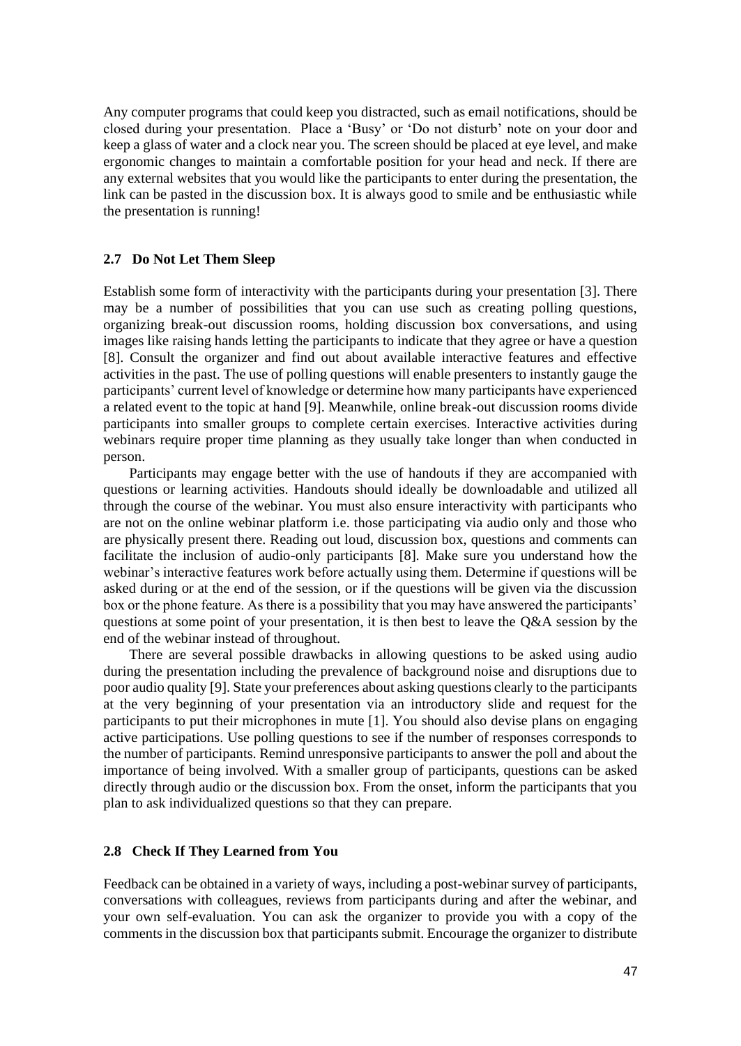Any computer programs that could keep you distracted, such as email notifications, should be closed during your presentation. Place a 'Busy' or 'Do not disturb' note on your door and keep a glass of water and a clock near you. The screen should be placed at eye level, and make ergonomic changes to maintain a comfortable position for your head and neck. If there are any external websites that you would like the participants to enter during the presentation, the link can be pasted in the discussion box. It is always good to smile and be enthusiastic while the presentation is running!

### 2.7 Do Not Let Them Sleep

Establish some form of interactivity with the participants during your presentation [3]. There may be a number of possibilities that you can use such as creating polling questions, organizing break-out discussion rooms, holding discussion box conversations, and using images like raising hands letting the participants to indicate that they agree or have a question [8]. Consult the organizer and find out about available interactive features and effective activities in the past. The use of polling questions will enable presenters to instantly gauge the participants' current level of knowledge or determine how many participants have experienced a related event to the topic at hand [9]. Meanwhile, online break-out discussion rooms divide participants into smaller groups to complete certain exercises. Interactive activities during webinars require proper time planning as they usually take longer than when conducted in person.

Participants may engage better with the use of handouts if they are accompanied with questions or learning activities. Handouts should ideally be downloadable and utilized all through the course of the webinar. You must also ensure interactivity with participants who are not on the online webinar platform i.e. those participating via audio only and those who are physically present there. Reading out loud, discussion box, questions and comments can facilitate the inclusion of audio-only participants [8]. Make sure you understand how the webinar's interactive features work before actually using them. Determine if questions will be asked during or at the end of the session, or if the questions will be given via the discussion box or the phone feature. As there is a possibility that you may have answered the participants' questions at some point of your presentation, it is then best to leave the Q&A session by the end of the webinar instead of throughout.

There are several possible drawbacks in allowing questions to be asked using audio during the presentation including the prevalence of background noise and disruptions due to poor audio quality [9]. State your preferences about asking questions clearly to the participants at the very beginning of your presentation via an introductory slide and request for the participants to put their microphones in mute [1]. You should also devise plans on engaging active participations. Use polling questions to see if the number of responses corresponds to the number of participants. Remind unresponsive participants to answer the poll and about the importance of being involved. With a smaller group of participants, questions can be asked directly through audio or the discussion box. From the onset, inform the participants that you plan to ask individualized questions so that they can prepare.

### 2.8 Check If They Learned from You

Feedback can be obtained in a variety of ways, including a post-webinar survey of participants, conversations with colleagues, reviews from participants during and after the webinar, and your own self-evaluation. You can ask the organizer to provide you with a copy of the comments in the discussion box that participants submit. Encourage the organizer to distribute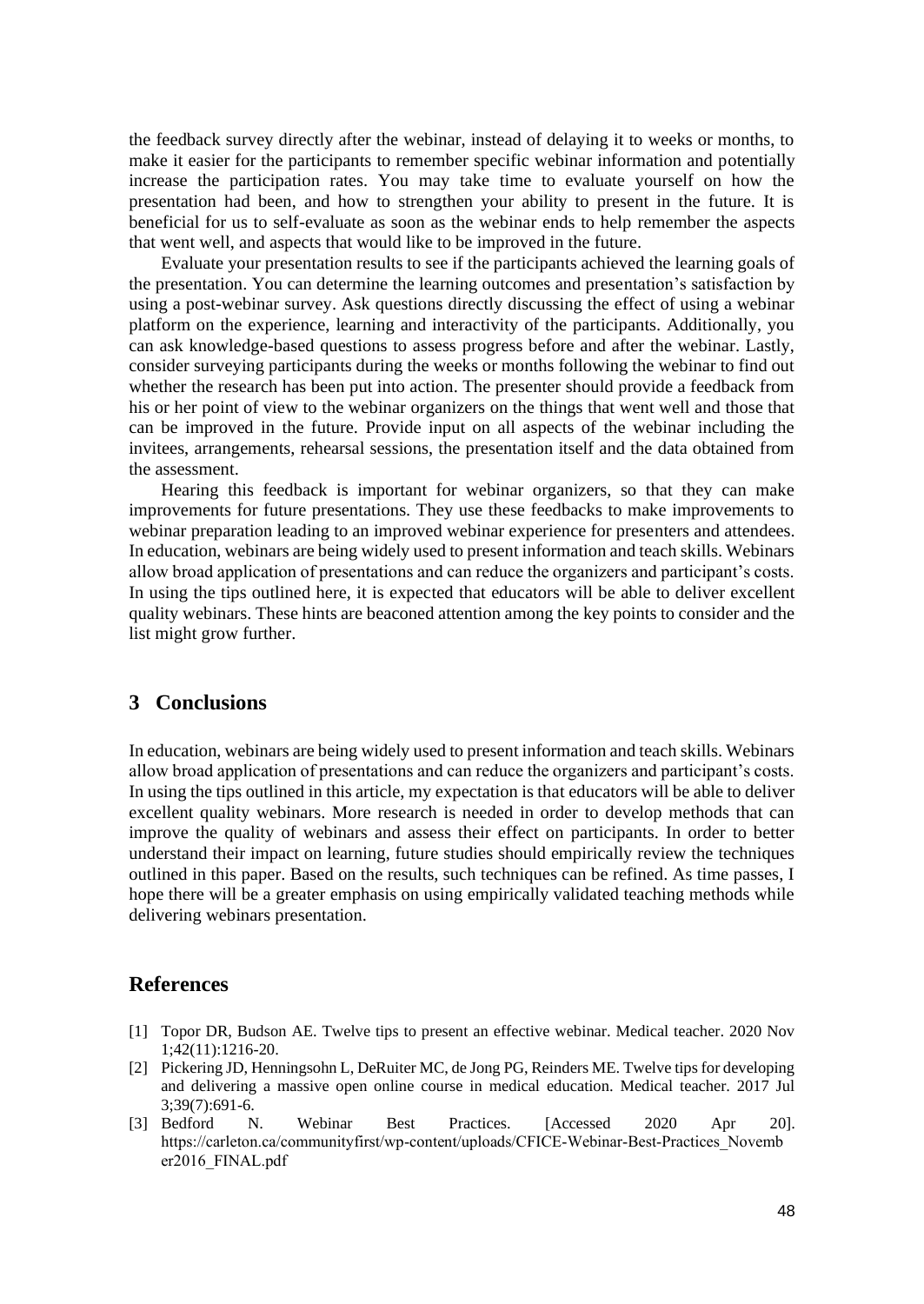the feedback survey directly after the webinar, instead of delaying it to weeks or months, to make it easier for the participants to remember specific webinar information and potentially increase the participation rates. You may take time to evaluate yourself on how the presentation had been, and how to strengthen your ability to present in the future. It is beneficial for us to self-evaluate as soon as the webinar ends to help remember the aspects that went well, and aspects that would like to be improved in the future.

Evaluate your presentation results to see if the participants achieved the learning goals of the presentation. You can determine the learning outcomes and presentation's satisfaction by using a post-webinar survey. Ask questions directly discussing the effect of using a webinar platform on the experience, learning and interactivity of the participants. Additionally, you can ask knowledge-based questions to assess progress before and after the webinar. Lastly, consider surveying participants during the weeks or months following the webinar to find out whether the research has been put into action. The presenter should provide a feedback from his or her point of view to the webinar organizers on the things that went well and those that can be improved in the future. Provide input on all aspects of the webinar including the invitees, arrangements, rehearsal sessions, the presentation itself and the data obtained from the assessment.

Hearing this feedback is important for webinar organizers, so that they can make improvements for future presentations. They use these feedbacks to make improvements to webinar preparation leading to an improved webinar experience for presenters and attendees. In education, webinars are being widely used to present information and teach skills. Webinars allow broad application of presentations and can reduce the organizers and participant's costs. In using the tips outlined here, it is expected that educators will be able to deliver excellent quality webinars. These hints are beaconed attention among the key points to consider and the list might grow further.

## 3 Conclusions

In education, webinars are being widely used to present information and teach skills. Webinars allow broad application of presentations and can reduce the organizers and participant's costs. In using the tips outlined in this article, my expectation is that educators will be able to deliver excellent quality webinars. More research is needed in order to develop methods that can improve the quality of webinars and assess their effect on participants. In order to better understand their impact on learning, future studies should empirically review the techniques outlined in this paper. Based on the results, such techniques can be refined. As time passes, I hope there will be a greater emphasis on using empirically validated teaching methods while delivering webinars presentation.

## References

[1] Topor DR, Budson AE. Twelve tips to present an effective webinar. Medical teacher. 2020 Nov 1;42(11):1216-20.

[2] Pickering JD, Henningsohn L, DeRuiter MC, de Jong PG, Reinders ME. Twelve tips for developing and delivering a massive open online course in medical education. Medical teacher. 2017 Jul 3;39(7):691-6.

[3] Bedford N. Webinar Best Practices. [Accessed 2020 Apr 20]. https://carleton.ca/communityfirst/wp-content/uploads/CFICE-Webinar-Best-Practices_November2016_FINAL.pdf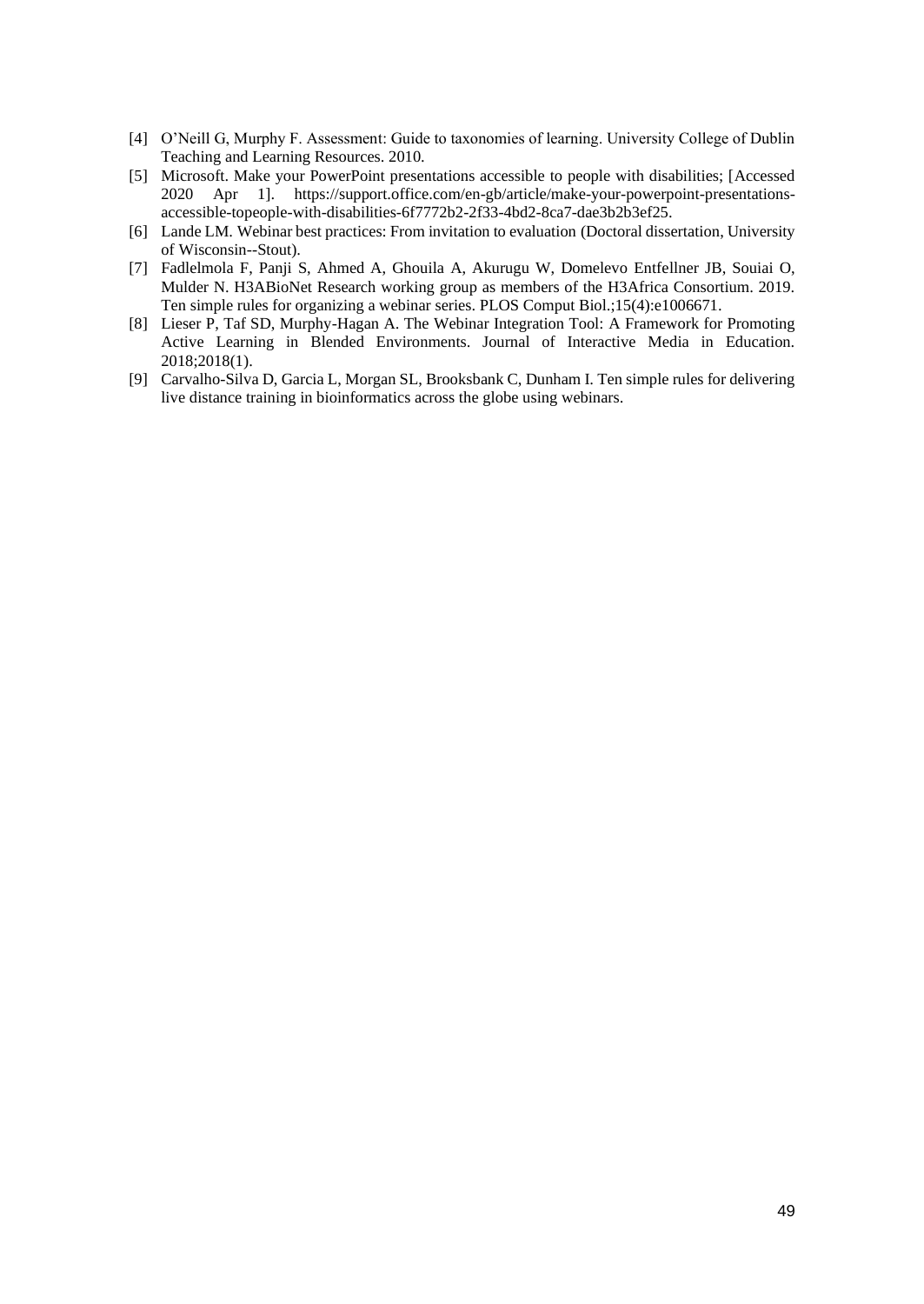[4] O'Neill G, Murphy F. Assessment: Guide to taxonomies of learning. University College of Dublin Teaching and Learning Resources. 2010.

[5] Microsoft. Make your PowerPoint presentations accessible to people with disabilities; [Accessed 2020 Apr 1]. https://support.office.com/en-gb/article/make-your-powerpoint-presentations-accessible-topeople-with-disabilities-6f7772b2-2f33-4bd2-8ca7-dae3b2b3ef25.

[6] Lande LM. Webinar best practices: From invitation to evaluation (Doctoral dissertation, University of Wisconsin--Stout).

[7] Fadlelmola F, Panji S, Ahmed A, Ghouila A, Akurugu W, Domelevo Entfellner JB, Souiai O, Mulder N. H3ABioNet Research working group as members of the H3Africa Consortium. 2019. Ten simple rules for organizing a webinar series. PLOS Comput Biol.;15(4):e1006671.

[8] Lieser P, Taf SD, Murphy-Hagan A. The Webinar Integration Tool: A Framework for Promoting Active Learning in Blended Environments. Journal of Interactive Media in Education. 2018;2018(1).

[9] Carvalho-Silva D, Garcia L, Morgan SL, Brooksbank C, Dunham I. Ten simple rules for delivering live distance training in bioinformatics across the globe using webinars.